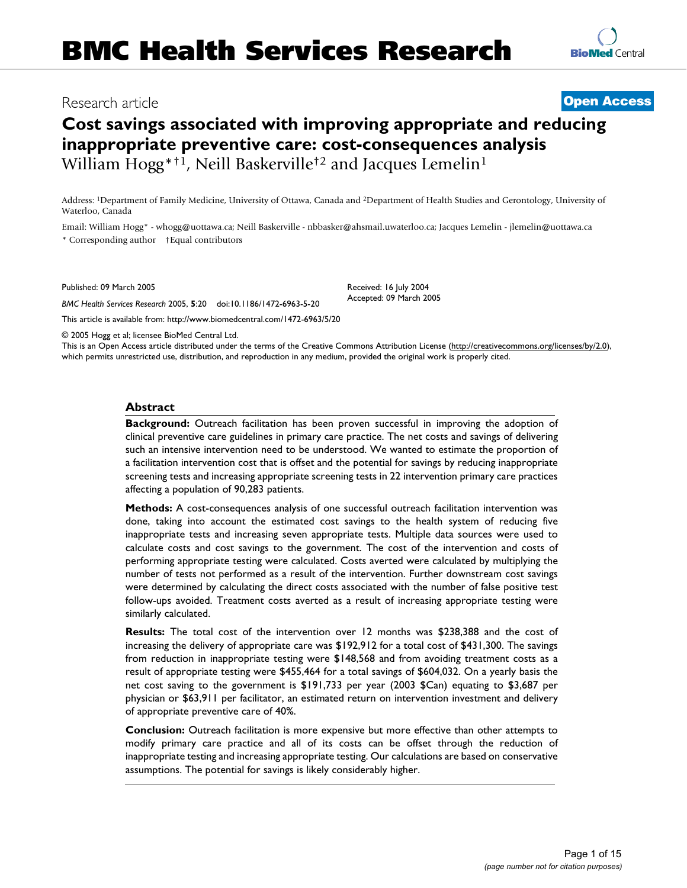# BMC Health Services Research

Research article

**Open Access**

# Cost savings associated with improving appropriate and reducing inappropriate preventive care: cost-consequences analysis

William Hogg*†[1], Neill Baskerville†[2] and Jacques Lemelin[1]

Address: [1]Department of Family Medicine, University of Ottawa, Canada and [2]Department of Health Studies and Gerontology, University of Waterloo, Canada

Email: William Hogg* - whogg@uottawa.ca; Neill Baskerville - nbbasker@ahsmail.uwaterloo.ca; Jacques Lemelin - jlemelin@uottawa.ca

\* Corresponding author †Equal contributors

Published: 09 March 2005

*BMC Health Services Research* 2005, **5**:20 doi:10.1186/1472-6963-5-20

Received: 16 July 2004
Accepted: 09 March 2005

This article is available from: http://www.biomedcentral.com/1472-6963/5/20

© 2005 Hogg et al; licensee BioMed Central Ltd.
This is an Open Access article distributed under the terms of the Creative Commons Attribution License (http://creativecommons.org/licenses/by/2.0), which permits unrestricted use, distribution, and reproduction in any medium, provided the original work is properly cited.

## Abstract

**Background:** Outreach facilitation has been proven successful in improving the adoption of clinical preventive care guidelines in primary care practice. The net costs and savings of delivering such an intensive intervention need to be understood. We wanted to estimate the proportion of a facilitation intervention cost that is offset and the potential for savings by reducing inappropriate screening tests and increasing appropriate screening tests in 22 intervention primary care practices affecting a population of 90,283 patients.

**Methods:** A cost-consequences analysis of one successful outreach facilitation intervention was done, taking into account the estimated cost savings to the health system of reducing five inappropriate tests and increasing seven appropriate tests. Multiple data sources were used to calculate costs and cost savings to the government. The cost of the intervention and costs of performing appropriate testing were calculated. Costs averted were calculated by multiplying the number of tests not performed as a result of the intervention. Further downstream cost savings were determined by calculating the direct costs associated with the number of false positive test follow-ups avoided. Treatment costs averted as a result of increasing appropriate testing were similarly calculated.

**Results:** The total cost of the intervention over 12 months was $238,388 and the cost of increasing the delivery of appropriate care was $192,912 for a total cost of $431,300. The savings from reduction in inappropriate testing were $148,568 and from avoiding treatment costs as a result of appropriate testing were $455,464 for a total savings of $604,032. On a yearly basis the net cost saving to the government is $191,733 per year (2003 $Can) equating to $3,687 per physician or $63,911 per facilitator, an estimated return on intervention investment and delivery of appropriate preventive care of 40%.

**Conclusion:** Outreach facilitation is more expensive but more effective than other attempts to modify primary care practice and all of its costs can be offset through the reduction of inappropriate testing and increasing appropriate testing. Our calculations are based on conservative assumptions. The potential for savings is likely considerably higher.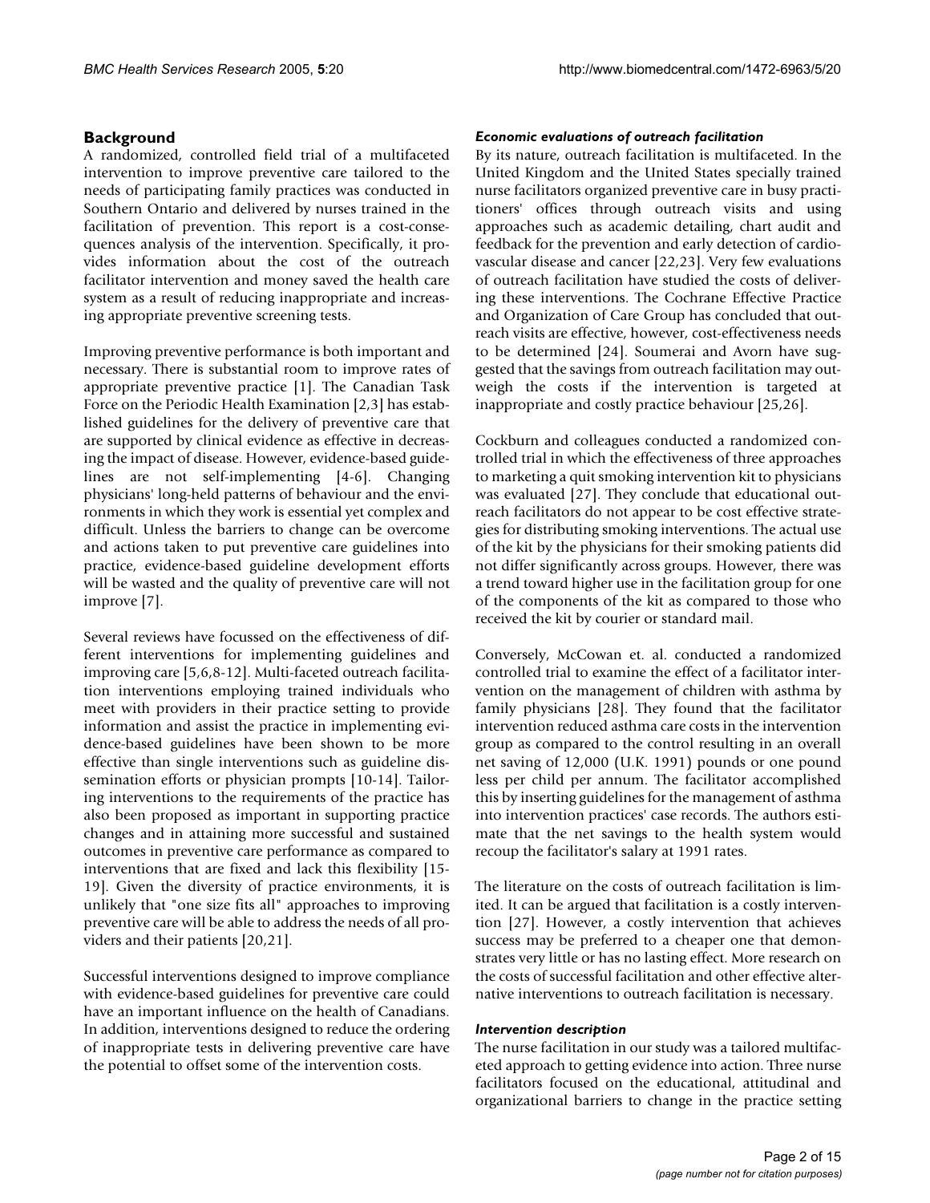## Background

A randomized, controlled field trial of a multifaceted intervention to improve preventive care tailored to the needs of participating family practices was conducted in Southern Ontario and delivered by nurses trained in the facilitation of prevention. This report is a cost-consequences analysis of the intervention. Specifically, it provides information about the cost of the outreach facilitator intervention and money saved the health care system as a result of reducing inappropriate and increasing appropriate preventive screening tests.

Improving preventive performance is both important and necessary. There is substantial room to improve rates of appropriate preventive practice [1]. The Canadian Task Force on the Periodic Health Examination [2,3] has established guidelines for the delivery of preventive care that are supported by clinical evidence as effective in decreasing the impact of disease. However, evidence-based guidelines are not self-implementing [4-6]. Changing physicians' long-held patterns of behaviour and the environments in which they work is essential yet complex and difficult. Unless the barriers to change can be overcome and actions taken to put preventive care guidelines into practice, evidence-based guideline development efforts will be wasted and the quality of preventive care will not improve [7].

Several reviews have focussed on the effectiveness of different interventions for implementing guidelines and improving care [5,6,8-12]. Multi-faceted outreach facilitation interventions employing trained individuals who meet with providers in their practice setting to provide information and assist the practice in implementing evidence-based guidelines have been shown to be more effective than single interventions such as guideline dissemination efforts or physician prompts [10-14]. Tailoring interventions to the requirements of the practice has also been proposed as important in supporting practice changes and in attaining more successful and sustained outcomes in preventive care performance as compared to interventions that are fixed and lack this flexibility [15-19]. Given the diversity of practice environments, it is unlikely that "one size fits all" approaches to improving preventive care will be able to address the needs of all providers and their patients [20,21].

Successful interventions designed to improve compliance with evidence-based guidelines for preventive care could have an important influence on the health of Canadians. In addition, interventions designed to reduce the ordering of inappropriate tests in delivering preventive care have the potential to offset some of the intervention costs.

### *Economic evaluations of outreach facilitation*

By its nature, outreach facilitation is multifaceted. In the United Kingdom and the United States specially trained nurse facilitators organized preventive care in busy practitioners' offices through outreach visits and using approaches such as academic detailing, chart audit and feedback for the prevention and early detection of cardiovascular disease and cancer [22,23]. Very few evaluations of outreach facilitation have studied the costs of delivering these interventions. The Cochrane Effective Practice and Organization of Care Group has concluded that outreach visits are effective, however, cost-effectiveness needs to be determined [24]. Soumerai and Avorn have suggested that the savings from outreach facilitation may outweigh the costs if the intervention is targeted at inappropriate and costly practice behaviour [25,26].

Cockburn and colleagues conducted a randomized controlled trial in which the effectiveness of three approaches to marketing a quit smoking intervention kit to physicians was evaluated [27]. They conclude that educational outreach facilitators do not appear to be cost effective strategies for distributing smoking interventions. The actual use of the kit by the physicians for their smoking patients did not differ significantly across groups. However, there was a trend toward higher use in the facilitation group for one of the components of the kit as compared to those who received the kit by courier or standard mail.

Conversely, McCowan et. al. conducted a randomized controlled trial to examine the effect of a facilitator intervention on the management of children with asthma by family physicians [28]. They found that the facilitator intervention reduced asthma care costs in the intervention group as compared to the control resulting in an overall net saving of 12,000 (U.K. 1991) pounds or one pound less per child per annum. The facilitator accomplished this by inserting guidelines for the management of asthma into intervention practices' case records. The authors estimate that the net savings to the health system would recoup the facilitator's salary at 1991 rates.

The literature on the costs of outreach facilitation is limited. It can be argued that facilitation is a costly intervention [27]. However, a costly intervention that achieves success may be preferred to a cheaper one that demonstrates very little or has no lasting effect. More research on the costs of successful facilitation and other effective alternative interventions to outreach facilitation is necessary.

### *Intervention description*

The nurse facilitation in our study was a tailored multifaceted approach to getting evidence into action. Three nurse facilitators focused on the educational, attitudinal and organizational barriers to change in the practice setting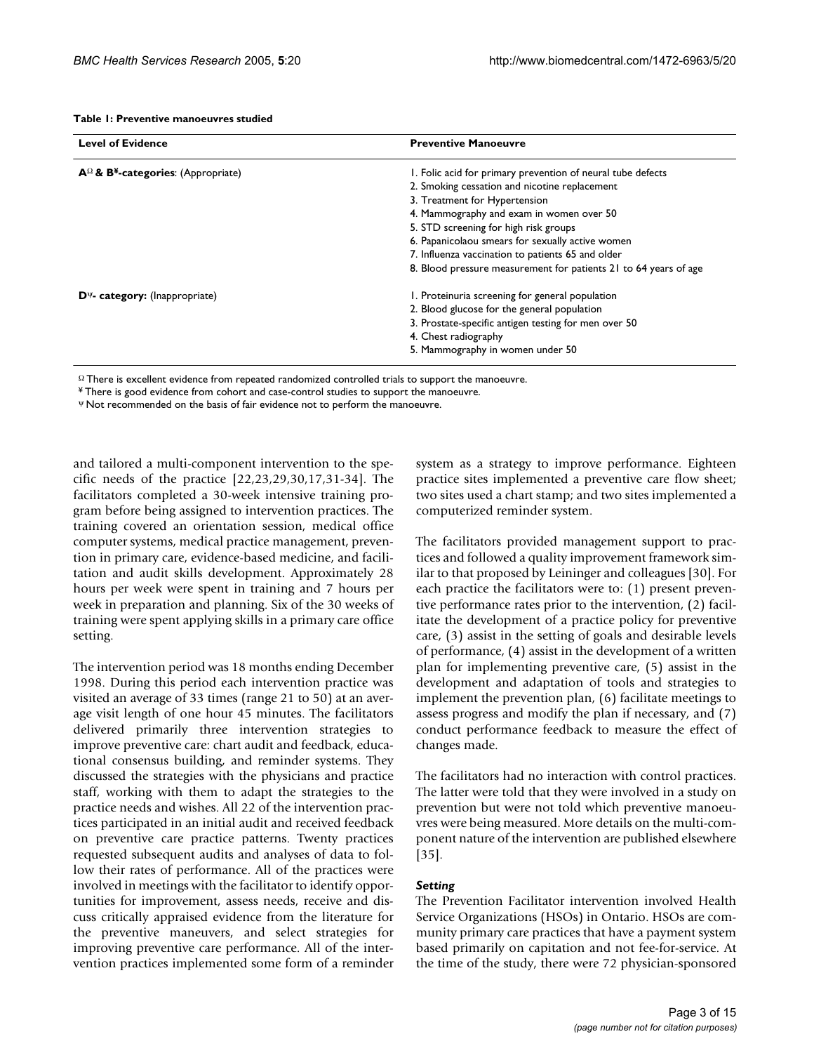**Table 1: Preventive manoeuvres studied**

| Level of Evidence | Preventive Manoeuvre |
| --- | --- |
| **A[Ω] & B[¥]-categories**: (Appropriate) | 1. Folic acid for primary prevention of neural tube defects<br>2. Smoking cessation and nicotine replacement<br>3. Treatment for Hypertension<br>4. Mammography and exam in women over 50<br>5. STD screening for high risk groups<br>6. Papanicolaou smears for sexually active women<br>7. Influenza vaccination to patients 65 and older<br>8. Blood pressure measurement for patients 21 to 64 years of age |
| **D[ψ]- category:** (Inappropriate) | 1. Proteinuria screening for general population<br>2. Blood glucose for the general population<br>3. Prostate-specific antigen testing for men over 50<br>4. Chest radiography<br>5. Mammography in women under 50 |

Ω There is excellent evidence from repeated randomized controlled trials to support the manoeuvre.
¥ There is good evidence from cohort and case-control studies to support the manoeuvre.
ψ Not recommended on the basis of fair evidence not to perform the manoeuvre.

and tailored a multi-component intervention to the specific needs of the practice [22,23,29,30,17,31-34]. The facilitators completed a 30-week intensive training program before being assigned to intervention practices. The training covered an orientation session, medical office computer systems, medical practice management, prevention in primary care, evidence-based medicine, and facilitation and audit skills development. Approximately 28 hours per week were spent in training and 7 hours per week in preparation and planning. Six of the 30 weeks of training were spent applying skills in a primary care office setting.

The intervention period was 18 months ending December 1998. During this period each intervention practice was visited an average of 33 times (range 21 to 50) at an average visit length of one hour 45 minutes. The facilitators delivered primarily three intervention strategies to improve preventive care: chart audit and feedback, educational consensus building, and reminder systems. They discussed the strategies with the physicians and practice staff, working with them to adapt the strategies to the practice needs and wishes. All 22 of the intervention practices participated in an initial audit and received feedback on preventive care practice patterns. Twenty practices requested subsequent audits and analyses of data to follow their rates of performance. All of the practices were involved in meetings with the facilitator to identify opportunities for improvement, assess needs, receive and discuss critically appraised evidence from the literature for the preventive maneuvers, and select strategies for improving preventive care performance. All of the intervention practices implemented some form of a reminder system as a strategy to improve performance. Eighteen practice sites implemented a preventive care flow sheet; two sites used a chart stamp; and two sites implemented a computerized reminder system.

The facilitators provided management support to practices and followed a quality improvement framework similar to that proposed by Leininger and colleagues [30]. For each practice the facilitators were to: (1) present preventive performance rates prior to the intervention, (2) facilitate the development of a practice policy for preventive care, (3) assist in the setting of goals and desirable levels of performance, (4) assist in the development of a written plan for implementing preventive care, (5) assist in the development and adaptation of tools and strategies to implement the prevention plan, (6) facilitate meetings to assess progress and modify the plan if necessary, and (7) conduct performance feedback to measure the effect of changes made.

The facilitators had no interaction with control practices. The latter were told that they were involved in a study on prevention but were not told which preventive manoeuvres were being measured. More details on the multi-component nature of the intervention are published elsewhere [35].

### *Setting*

The Prevention Facilitator intervention involved Health Service Organizations (HSOs) in Ontario. HSOs are community primary care practices that have a payment system based primarily on capitation and not fee-for-service. At the time of the study, there were 72 physician-sponsored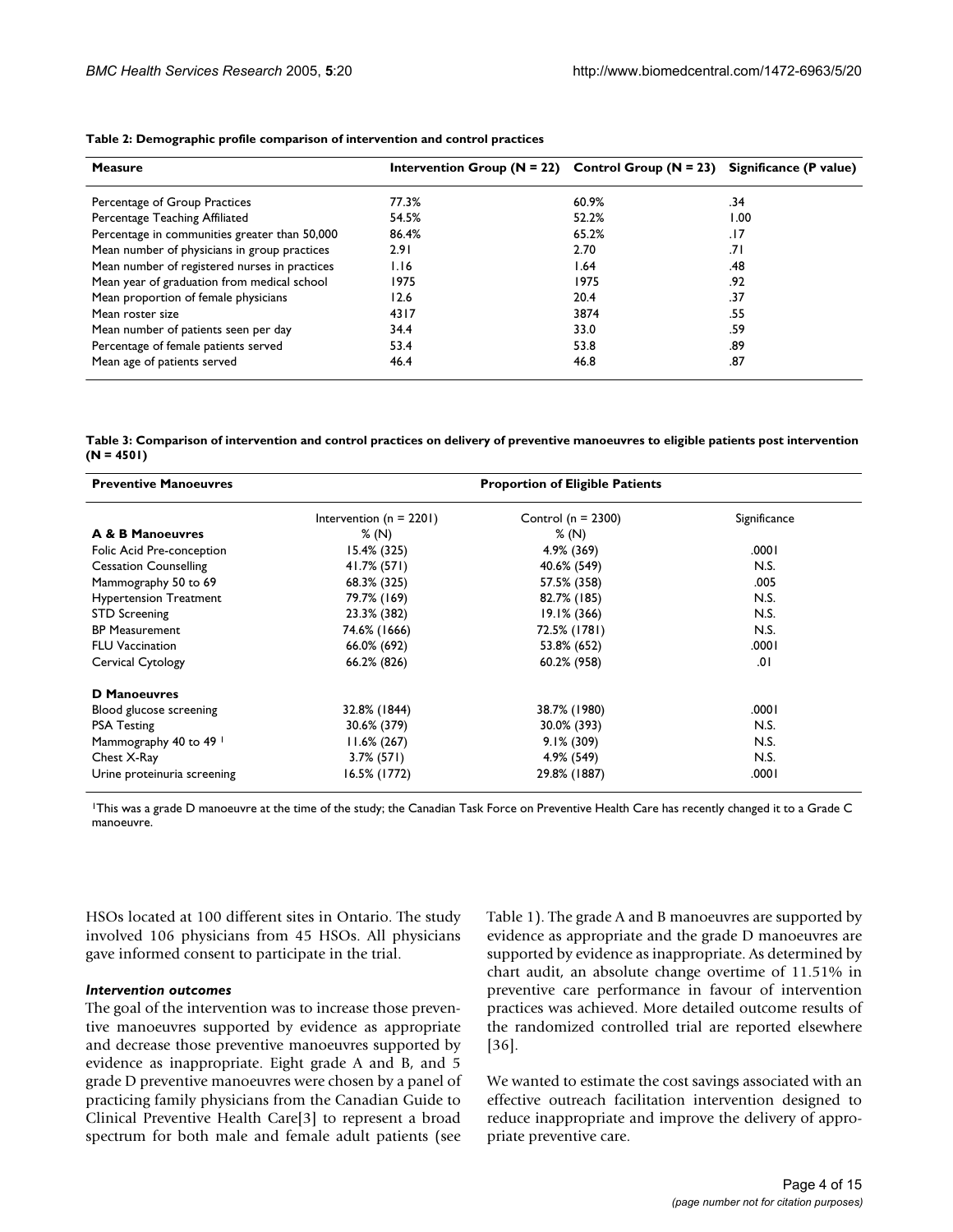**Table 2: Demographic profile comparison of intervention and control practices**

| Measure | Intervention Group (N = 22) | Control Group (N = 23) | Significance (P value) |
| --- | --- | --- | --- |
| Percentage of Group Practices | 77.3% | 60.9% | .34 |
| Percentage Teaching Affiliated | 54.5% | 52.2% | 1.00 |
| Percentage in communities greater than 50,000 | 86.4% | 65.2% | .17 |
| Mean number of physicians in group practices | 2.91 | 2.70 | .71 |
| Mean number of registered nurses in practices | 1.16 | 1.64 | .48 |
| Mean year of graduation from medical school | 1975 | 1975 | .92 |
| Mean proportion of female physicians | 12.6 | 20.4 | .37 |
| Mean roster size | 4317 | 3874 | .55 |
| Mean number of patients seen per day | 34.4 | 33.0 | .59 |
| Percentage of female patients served | 53.4 | 53.8 | .89 |
| Mean age of patients served | 46.4 | 46.8 | .87 |

**Table 3: Comparison of intervention and control practices on delivery of preventive manoeuvres to eligible patients post intervention (N = 4501)**

| Preventive Manoeuvres | Proportion of Eligible Patients | | |
| --- | --- | --- | --- |
| | Intervention (n = 2201) % (N) | Control (n = 2300) % (N) | Significance |
| **A & B Manoeuvres** | | | |
| Folic Acid Pre-conception | 15.4% (325) | 4.9% (369) | .0001 |
| Cessation Counselling | 41.7% (571) | 40.6% (549) | N.S. |
| Mammography 50 to 69 | 68.3% (325) | 57.5% (358) | .005 |
| Hypertension Treatment | 79.7% (169) | 82.7% (185) | N.S. |
| STD Screening | 23.3% (382) | 19.1% (366) | N.S. |
| BP Measurement | 74.6% (1666) | 72.5% (1781) | N.S. |
| FLU Vaccination | 66.0% (692) | 53.8% (652) | .0001 |
| Cervical Cytology | 66.2% (826) | 60.2% (958) | .01 |
| **D Manoeuvres** | | | |
| Blood glucose screening | 32.8% (1844) | 38.7% (1980) | .0001 |
| PSA Testing | 30.6% (379) | 30.0% (393) | N.S. |
| Mammography 40 to 49 [1] | 11.6% (267) | 9.1% (309) | N.S. |
| Chest X-Ray | 3.7% (571) | 4.9% (549) | N.S. |
| Urine proteinuria screening | 16.5% (1772) | 29.8% (1887) | .0001 |

[1]This was a grade D manoeuvre at the time of the study; the Canadian Task Force on Preventive Health Care has recently changed it to a Grade C manoeuvre.

HSOs located at 100 different sites in Ontario. The study involved 106 physicians from 45 HSOs. All physicians gave informed consent to participate in the trial.

### *Intervention outcomes*

The goal of the intervention was to increase those preventive manoeuvres supported by evidence as appropriate and decrease those preventive manoeuvres supported by evidence as inappropriate. Eight grade A and B, and 5 grade D preventive manoeuvres were chosen by a panel of practicing family physicians from the Canadian Guide to Clinical Preventive Health Care[3] to represent a broad spectrum for both male and female adult patients (see Table 1). The grade A and B manoeuvres are supported by evidence as appropriate and the grade D manoeuvres are supported by evidence as inappropriate. As determined by chart audit, an absolute change overtime of 11.51% in preventive care performance in favour of intervention practices was achieved. More detailed outcome results of the randomized controlled trial are reported elsewhere [36].

We wanted to estimate the cost savings associated with an effective outreach facilitation intervention designed to reduce inappropriate and improve the delivery of appropriate preventive care.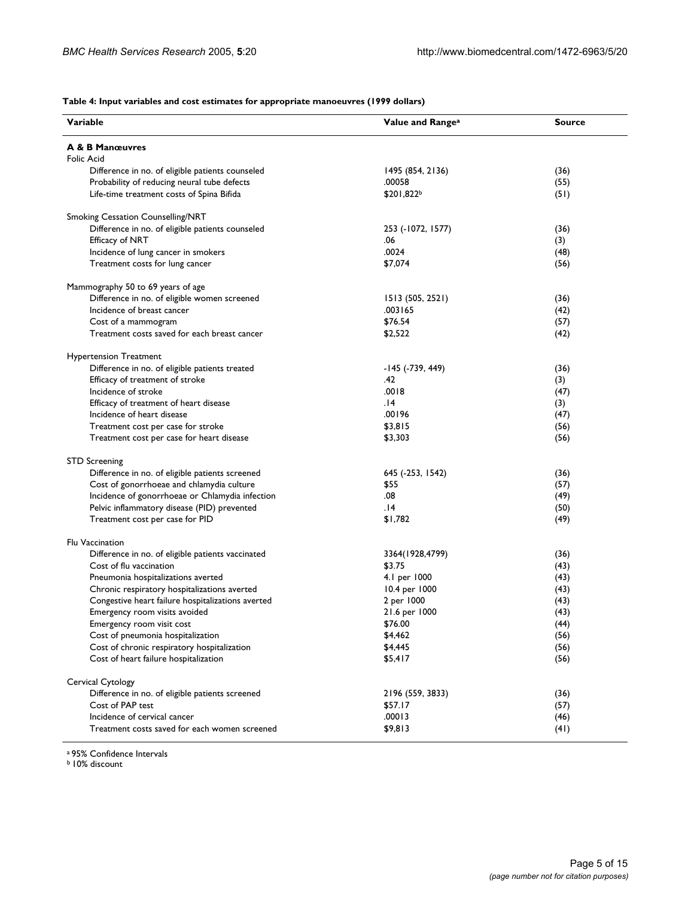**Table 4: Input variables and cost estimates for appropriate manoeuvres (1999 dollars)**

| Variable | Value and Range[a] | Source |
| --- | --- | --- |
| **A & B Manœuvres** | | |
| Folic Acid | | |
| Difference in no. of eligible patients counseled | 1495 (854, 2136) | (36) |
| Probability of reducing neural tube defects | .00058 | (55) |
| Life-time treatment costs of Spina Bifida | $201,822[b] | (51) |
| Smoking Cessation Counselling/NRT | | |
| Difference in no. of eligible patients counseled | 253 (-1072, 1577) | (36) |
| Efficacy of NRT | .06 | (3) |
| Incidence of lung cancer in smokers | .0024 | (48) |
| Treatment costs for lung cancer | $7,074 | (56) |
| Mammography 50 to 69 years of age | | |
| Difference in no. of eligible women screened | 1513 (505, 2521) | (36) |
| Incidence of breast cancer | .003165 | (42) |
| Cost of a mammogram | $76.54 | (57) |
| Treatment costs saved for each breast cancer | $2,522 | (42) |
| Hypertension Treatment | | |
| Difference in no. of eligible patients treated | -145 (-739, 449) | (36) |
| Efficacy of treatment of stroke | .42 | (3) |
| Incidence of stroke | .0018 | (47) |
| Efficacy of treatment of heart disease | .14 | (3) |
| Incidence of heart disease | .00196 | (47) |
| Treatment cost per case for stroke | $3,815 | (56) |
| Treatment cost per case for heart disease | $3,303 | (56) |
| STD Screening | | |
| Difference in no. of eligible patients screened | 645 (-253, 1542) | (36) |
| Cost of gonorrhoeae and chlamydia culture | $55 | (57) |
| Incidence of gonorrhoeae or Chlamydia infection | .08 | (49) |
| Pelvic inflammatory disease (PID) prevented | .14 | (50) |
| Treatment cost per case for PID | $1,782 | (49) |
| Flu Vaccination | | |
| Difference in no. of eligible patients vaccinated | 3364(1928,4799) | (36) |
| Cost of flu vaccination | $3.75 | (43) |
| Pneumonia hospitalizations averted | 4.1 per 1000 | (43) |
| Chronic respiratory hospitalizations averted | 10.4 per 1000 | (43) |
| Congestive heart failure hospitalizations averted | 2 per 1000 | (43) |
| Emergency room visits avoided | 21.6 per 1000 | (43) |
| Emergency room visit cost | $76.00 | (44) |
| Cost of pneumonia hospitalization | $4,462 | (56) |
| Cost of chronic respiratory hospitalization | $4,445 | (56) |
| Cost of heart failure hospitalization | $5,417 | (56) |
| Cervical Cytology | | |
| Difference in no. of eligible patients screened | 2196 (559, 3833) | (36) |
| Cost of PAP test | $57.17 | (57) |
| Incidence of cervical cancer | .00013 | (46) |
| Treatment costs saved for each women screened | $9,813 | (41) |

[a] 95% Confidence Intervals
[b] 10% discount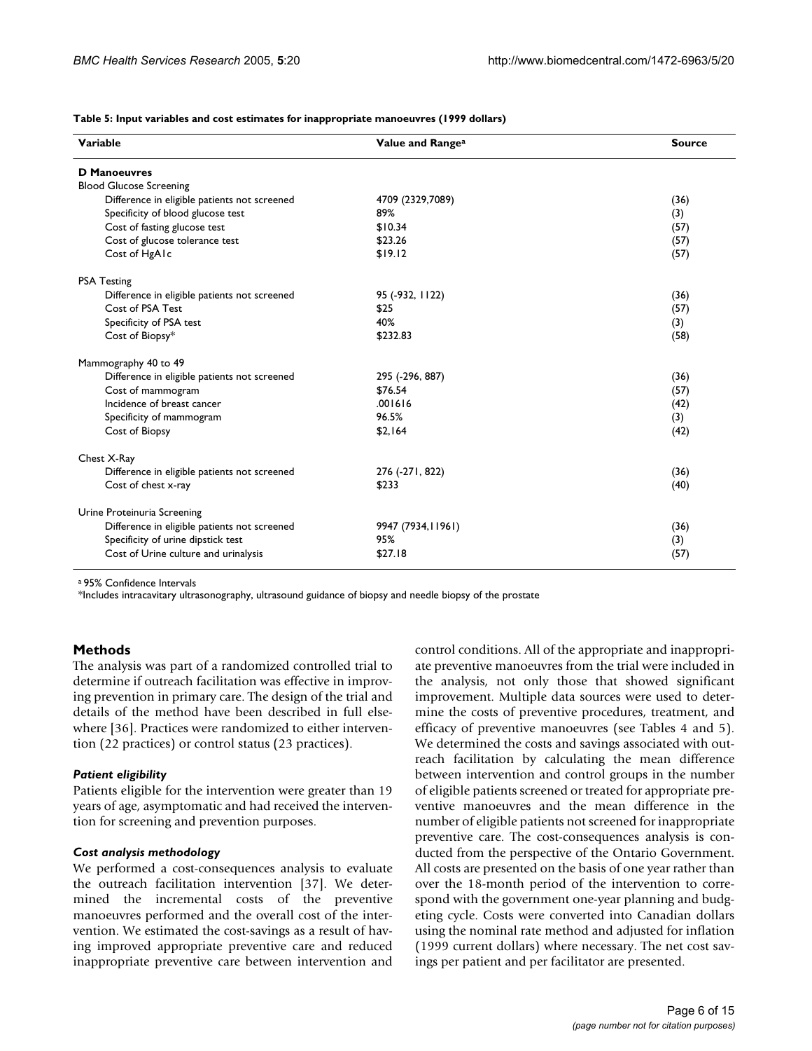**Table 5: Input variables and cost estimates for inappropriate manoeuvres (1999 dollars)**

| Variable | Value and Range[a] | Source |
| --- | --- | --- |
| **D Manoeuvres** | | |
| Blood Glucose Screening | | |
| Difference in eligible patients not screened | 4709 (2329,7089) | (36) |
| Specificity of blood glucose test | 89% | (3) |
| Cost of fasting glucose test | $10.34 | (57) |
| Cost of glucose tolerance test | $23.26 | (57) |
| Cost of HgA1c | $19.12 | (57) |
| PSA Testing | | |
| Difference in eligible patients not screened | 95 (-932, 1122) | (36) |
| Cost of PSA Test | $25 | (57) |
| Specificity of PSA test | 40% | (3) |
| Cost of Biopsy* | $232.83 | (58) |
| Mammography 40 to 49 | | |
| Difference in eligible patients not screened | 295 (-296, 887) | (36) |
| Cost of mammogram | $76.54 | (57) |
| Incidence of breast cancer | .001616 | (42) |
| Specificity of mammogram | 96.5% | (3) |
| Cost of Biopsy | $2,164 | (42) |
| Chest X-Ray | | |
| Difference in eligible patients not screened | 276 (-271, 822) | (36) |
| Cost of chest x-ray | $233 | (40) |
| Urine Proteinuria Screening | | |
| Difference in eligible patients not screened | 9947 (7934,11961) | (36) |
| Specificity of urine dipstick test | 95% | (3) |
| Cost of Urine culture and urinalysis | $27.18 | (57) |

[a] 95% Confidence Intervals
*Includes intracavitary ultrasonography, ultrasound guidance of biopsy and needle biopsy of the prostate

## Methods

The analysis was part of a randomized controlled trial to determine if outreach facilitation was effective in improving prevention in primary care. The design of the trial and details of the method have been described in full elsewhere [36]. Practices were randomized to either intervention (22 practices) or control status (23 practices).

### *Patient eligibility*

Patients eligible for the intervention were greater than 19 years of age, asymptomatic and had received the intervention for screening and prevention purposes.

### *Cost analysis methodology*

We performed a cost-consequences analysis to evaluate the outreach facilitation intervention [37]. We determined the incremental costs of the preventive manoeuvres performed and the overall cost of the intervention. We estimated the cost-savings as a result of having improved appropriate preventive care and reduced inappropriate preventive care between intervention and control conditions. All of the appropriate and inappropriate preventive manoeuvres from the trial were included in the analysis, not only those that showed significant improvement. Multiple data sources were used to determine the costs of preventive procedures, treatment, and efficacy of preventive manoeuvres (see Tables 4 and 5). We determined the costs and savings associated with outreach facilitation by calculating the mean difference between intervention and control groups in the number of eligible patients screened or treated for appropriate preventive manoeuvres and the mean difference in the number of eligible patients not screened for inappropriate preventive care. The cost-consequences analysis is conducted from the perspective of the Ontario Government. All costs are presented on the basis of one year rather than over the 18-month period of the intervention to correspond with the government one-year planning and budgeting cycle. Costs were converted into Canadian dollars using the nominal rate method and adjusted for inflation (1999 current dollars) where necessary. The net cost savings per patient and per facilitator are presented.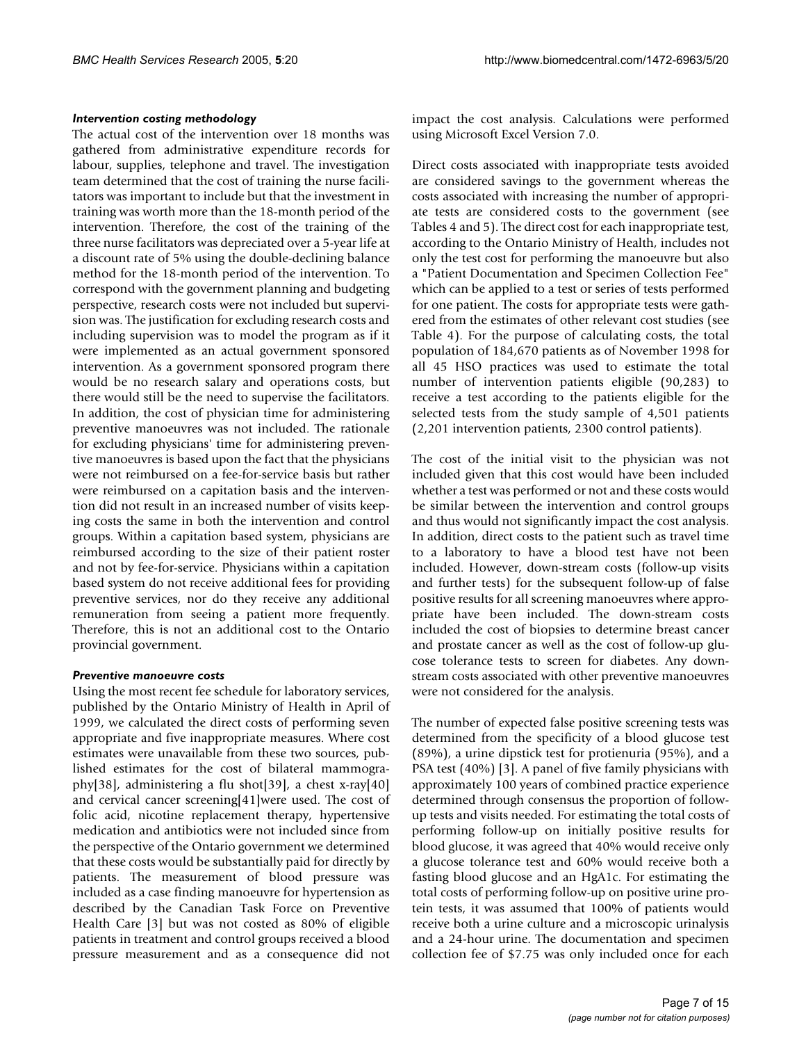#### *Intervention costing methodology*

The actual cost of the intervention over 18 months was gathered from administrative expenditure records for labour, supplies, telephone and travel. The investigation team determined that the cost of training the nurse facilitators was important to include but that the investment in training was worth more than the 18-month period of the intervention. Therefore, the cost of the training of the three nurse facilitators was depreciated over a 5-year life at a discount rate of 5% using the double-declining balance method for the 18-month period of the intervention. To correspond with the government planning and budgeting perspective, research costs were not included but supervision was. The justification for excluding research costs and including supervision was to model the program as if it were implemented as an actual government sponsored intervention. As a government sponsored program there would be no research salary and operations costs, but there would still be the need to supervise the facilitators. In addition, the cost of physician time for administering preventive manoeuvres was not included. The rationale for excluding physicians' time for administering preventive manoeuvres is based upon the fact that the physicians were not reimbursed on a fee-for-service basis but rather were reimbursed on a capitation basis and the intervention did not result in an increased number of visits keeping costs the same in both the intervention and control groups. Within a capitation based system, physicians are reimbursed according to the size of their patient roster and not by fee-for-service. Physicians within a capitation based system do not receive additional fees for providing preventive services, nor do they receive any additional remuneration from seeing a patient more frequently. Therefore, this is not an additional cost to the Ontario provincial government.

#### *Preventive manoeuvre costs*

Using the most recent fee schedule for laboratory services, published by the Ontario Ministry of Health in April of 1999, we calculated the direct costs of performing seven appropriate and five inappropriate measures. Where cost estimates were unavailable from these two sources, published estimates for the cost of bilateral mammography[38], administering a flu shot[39], a chest x-ray[40] and cervical cancer screening[41]were used. The cost of folic acid, nicotine replacement therapy, hypertensive medication and antibiotics were not included since from the perspective of the Ontario government we determined that these costs would be substantially paid for directly by patients. The measurement of blood pressure was included as a case finding manoeuvre for hypertension as described by the Canadian Task Force on Preventive Health Care [3] but was not costed as 80% of eligible patients in treatment and control groups received a blood pressure measurement and as a consequence did not impact the cost analysis. Calculations were performed using Microsoft Excel Version 7.0.

Direct costs associated with inappropriate tests avoided are considered savings to the government whereas the costs associated with increasing the number of appropriate tests are considered costs to the government (see Tables 4 and 5). The direct cost for each inappropriate test, according to the Ontario Ministry of Health, includes not only the test cost for performing the manoeuvre but also a "Patient Documentation and Specimen Collection Fee" which can be applied to a test or series of tests performed for one patient. The costs for appropriate tests were gathered from the estimates of other relevant cost studies (see Table 4). For the purpose of calculating costs, the total population of 184,670 patients as of November 1998 for all 45 HSO practices was used to estimate the total number of intervention patients eligible (90,283) to receive a test according to the patients eligible for the selected tests from the study sample of 4,501 patients (2,201 intervention patients, 2300 control patients).

The cost of the initial visit to the physician was not included given that this cost would have been included whether a test was performed or not and these costs would be similar between the intervention and control groups and thus would not significantly impact the cost analysis. In addition, direct costs to the patient such as travel time to a laboratory to have a blood test have not been included. However, down-stream costs (follow-up visits and further tests) for the subsequent follow-up of false positive results for all screening manoeuvres where appropriate have been included. The down-stream costs included the cost of biopsies to determine breast cancer and prostate cancer as well as the cost of follow-up glucose tolerance tests to screen for diabetes. Any down-stream costs associated with other preventive manoeuvres were not considered for the analysis.

The number of expected false positive screening tests was determined from the specificity of a blood glucose test (89%), a urine dipstick test for protienuria (95%), and a PSA test (40%) [3]. A panel of five family physicians with approximately 100 years of combined practice experience determined through consensus the proportion of follow-up tests and visits needed. For estimating the total costs of performing follow-up on initially positive results for blood glucose, it was agreed that 40% would receive only a glucose tolerance test and 60% would receive both a fasting blood glucose and an HgA1c. For estimating the total costs of performing follow-up on positive urine protein tests, it was assumed that 100% of patients would receive both a urine culture and a microscopic urinalysis and a 24-hour urine. The documentation and specimen collection fee of $7.75 was only included once for each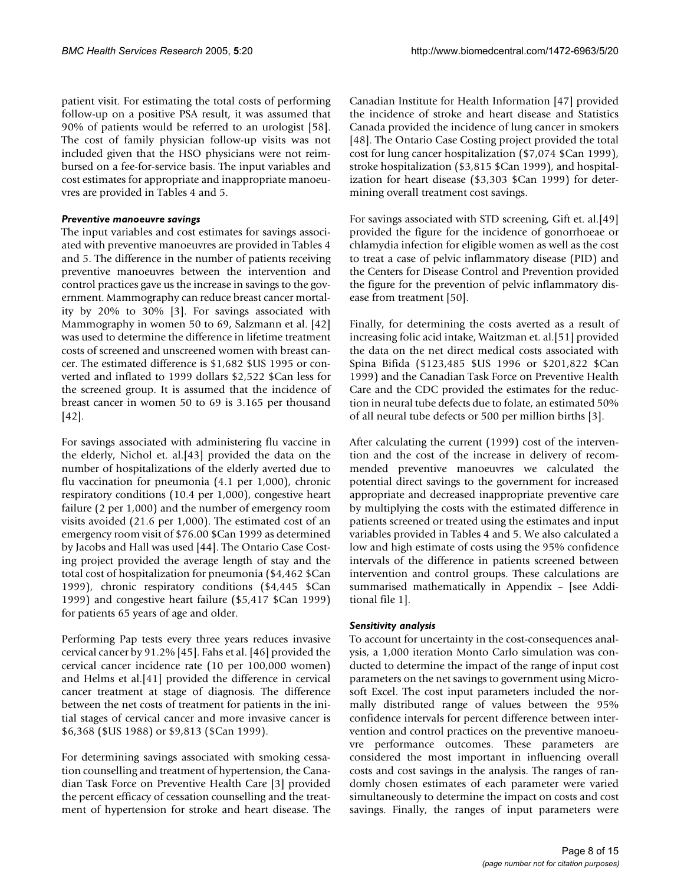patient visit. For estimating the total costs of performing follow-up on a positive PSA result, it was assumed that 90% of patients would be referred to an urologist [58]. The cost of family physician follow-up visits was not included given that the HSO physicians were not reimbursed on a fee-for-service basis. The input variables and cost estimates for appropriate and inappropriate manoeuvres are provided in Tables 4 and 5.

### *Preventive manoeuvre savings*

The input variables and cost estimates for savings associated with preventive manoeuvres are provided in Tables 4 and 5. The difference in the number of patients receiving preventive manoeuvres between the intervention and control practices gave us the increase in savings to the government. Mammography can reduce breast cancer mortality by 20% to 30% [3]. For savings associated with Mammography in women 50 to 69, Salzmann et al. [42] was used to determine the difference in lifetime treatment costs of screened and unscreened women with breast cancer. The estimated difference is $1,682 $US 1995 or converted and inflated to 1999 dollars $2,522 $Can less for the screened group. It is assumed that the incidence of breast cancer in women 50 to 69 is 3.165 per thousand [42].

For savings associated with administering flu vaccine in the elderly, Nichol et. al.[43] provided the data on the number of hospitalizations of the elderly averted due to flu vaccination for pneumonia (4.1 per 1,000), chronic respiratory conditions (10.4 per 1,000), congestive heart failure (2 per 1,000) and the number of emergency room visits avoided (21.6 per 1,000). The estimated cost of an emergency room visit of $76.00 $Can 1999 as determined by Jacobs and Hall was used [44]. The Ontario Case Costing project provided the average length of stay and the total cost of hospitalization for pneumonia ($4,462 $Can 1999), chronic respiratory conditions ($4,445 $Can 1999) and congestive heart failure ($5,417 $Can 1999) for patients 65 years of age and older.

Performing Pap tests every three years reduces invasive cervical cancer by 91.2% [45]. Fahs et al. [46] provided the cervical cancer incidence rate (10 per 100,000 women) and Helms et al.[41] provided the difference in cervical cancer treatment at stage of diagnosis. The difference between the net costs of treatment for patients in the initial stages of cervical cancer and more invasive cancer is $6,368 ($US 1988) or $9,813 ($Can 1999).

For determining savings associated with smoking cessation counselling and treatment of hypertension, the Canadian Task Force on Preventive Health Care [3] provided the percent efficacy of cessation counselling and the treatment of hypertension for stroke and heart disease. The Canadian Institute for Health Information [47] provided the incidence of stroke and heart disease and Statistics Canada provided the incidence of lung cancer in smokers [48]. The Ontario Case Costing project provided the total cost for lung cancer hospitalization ($7,074 $Can 1999), stroke hospitalization ($3,815 $Can 1999), and hospitalization for heart disease ($3,303 $Can 1999) for determining overall treatment cost savings.

For savings associated with STD screening, Gift et. al.[49] provided the figure for the incidence of gonorrhoeae or chlamydia infection for eligible women as well as the cost to treat a case of pelvic inflammatory disease (PID) and the Centers for Disease Control and Prevention provided the figure for the prevention of pelvic inflammatory disease from treatment [50].

Finally, for determining the costs averted as a result of increasing folic acid intake, Waitzman et. al.[51] provided the data on the net direct medical costs associated with Spina Bifida ($123,485 $US 1996 or $201,822 $Can 1999) and the Canadian Task Force on Preventive Health Care and the CDC provided the estimates for the reduction in neural tube defects due to folate, an estimated 50% of all neural tube defects or 500 per million births [3].

After calculating the current (1999) cost of the intervention and the cost of the increase in delivery of recommended preventive manoeuvres we calculated the potential direct savings to the government for increased appropriate and decreased inappropriate preventive care by multiplying the costs with the estimated difference in patients screened or treated using the estimates and input variables provided in Tables 4 and 5. We also calculated a low and high estimate of costs using the 95% confidence intervals of the difference in patients screened between intervention and control groups. These calculations are summarised mathematically in Appendix – [see Additional file 1].

### *Sensitivity analysis*

To account for uncertainty in the cost-consequences analysis, a 1,000 iteration Monto Carlo simulation was conducted to determine the impact of the range of input cost parameters on the net savings to government using Microsoft Excel. The cost input parameters included the normally distributed range of values between the 95% confidence intervals for percent difference between intervention and control practices on the preventive manoeuvre performance outcomes. These parameters are considered the most important in influencing overall costs and cost savings in the analysis. The ranges of randomly chosen estimates of each parameter were varied simultaneously to determine the impact on costs and cost savings. Finally, the ranges of input parameters were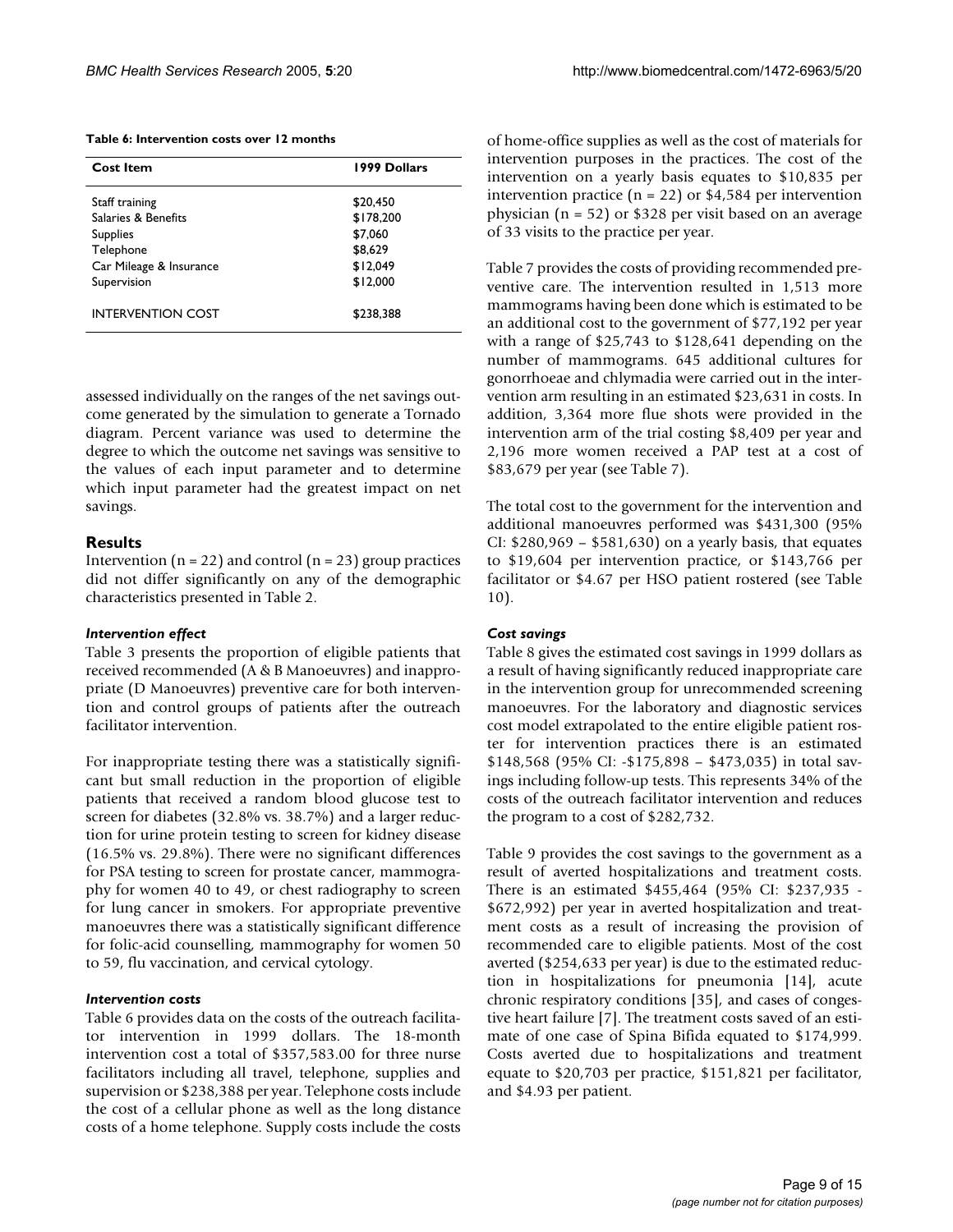**Table 6: Intervention costs over 12 months**

| Cost Item | 1999 Dollars |
| --- | --- |
| Staff training | $20,450 |
| Salaries & Benefits | $178,200 |
| Supplies | $7,060 |
| Telephone | $8,629 |
| Car Mileage & Insurance | $12,049 |
| Supervision | $12,000 |
| INTERVENTION COST | $238,388 |

assessed individually on the ranges of the net savings outcome generated by the simulation to generate a Tornado diagram. Percent variance was used to determine the degree to which the outcome net savings was sensitive to the values of each input parameter and to determine which input parameter had the greatest impact on net savings.

## Results

Intervention (n = 22) and control (n = 23) group practices did not differ significantly on any of the demographic characteristics presented in Table 2.

### *Intervention effect*

Table 3 presents the proportion of eligible patients that received recommended (A & B Manoeuvres) and inappropriate (D Manoeuvres) preventive care for both intervention and control groups of patients after the outreach facilitator intervention.

For inappropriate testing there was a statistically significant but small reduction in the proportion of eligible patients that received a random blood glucose test to screen for diabetes (32.8% vs. 38.7%) and a larger reduction for urine protein testing to screen for kidney disease (16.5% vs. 29.8%). There were no significant differences for PSA testing to screen for prostate cancer, mammography for women 40 to 49, or chest radiography to screen for lung cancer in smokers. For appropriate preventive manoeuvres there was a statistically significant difference for folic-acid counselling, mammography for women 50 to 59, flu vaccination, and cervical cytology.

### *Intervention costs*

Table 6 provides data on the costs of the outreach facilitator intervention in 1999 dollars. The 18-month intervention cost a total of $357,583.00 for three nurse facilitators including all travel, telephone, supplies and supervision or $238,388 per year. Telephone costs include the cost of a cellular phone as well as the long distance costs of a home telephone. Supply costs include the costs of home-office supplies as well as the cost of materials for intervention purposes in the practices. The cost of the intervention on a yearly basis equates to $10,835 per intervention practice (n = 22) or $4,584 per intervention physician (n = 52) or $328 per visit based on an average of 33 visits to the practice per year.

Table 7 provides the costs of providing recommended preventive care. The intervention resulted in 1,513 more mammograms having been done which is estimated to be an additional cost to the government of $77,192 per year with a range of $25,743 to $128,641 depending on the number of mammograms. 645 additional cultures for gonorrhoeae and chlymadia were carried out in the intervention arm resulting in an estimated $23,631 in costs. In addition, 3,364 more flue shots were provided in the intervention arm of the trial costing $8,409 per year and 2,196 more women received a PAP test at a cost of $83,679 per year (see Table 7).

The total cost to the government for the intervention and additional manoeuvres performed was $431,300 (95% CI: $280,969 – $581,630) on a yearly basis, that equates to $19,604 per intervention practice, or $143,766 per facilitator or $4.67 per HSO patient rostered (see Table 10).

### *Cost savings*

Table 8 gives the estimated cost savings in 1999 dollars as a result of having significantly reduced inappropriate care in the intervention group for unrecommended screening manoeuvres. For the laboratory and diagnostic services cost model extrapolated to the entire eligible patient roster for intervention practices there is an estimated $148,568 (95% CI: -$175,898 – $473,035) in total savings including follow-up tests. This represents 34% of the costs of the outreach facilitator intervention and reduces the program to a cost of $282,732.

Table 9 provides the cost savings to the government as a result of averted hospitalizations and treatment costs. There is an estimated $455,464 (95% CI: $237,935 - $672,992) per year in averted hospitalization and treatment costs as a result of increasing the provision of recommended care to eligible patients. Most of the cost averted ($254,633 per year) is due to the estimated reduction in hospitalizations for pneumonia [14], acute chronic respiratory conditions [35], and cases of congestive heart failure [7]. The treatment costs saved of an estimate of one case of Spina Bifida equated to $174,999. Costs averted due to hospitalizations and treatment equate to $20,703 per practice, $151,821 per facilitator, and $4.93 per patient.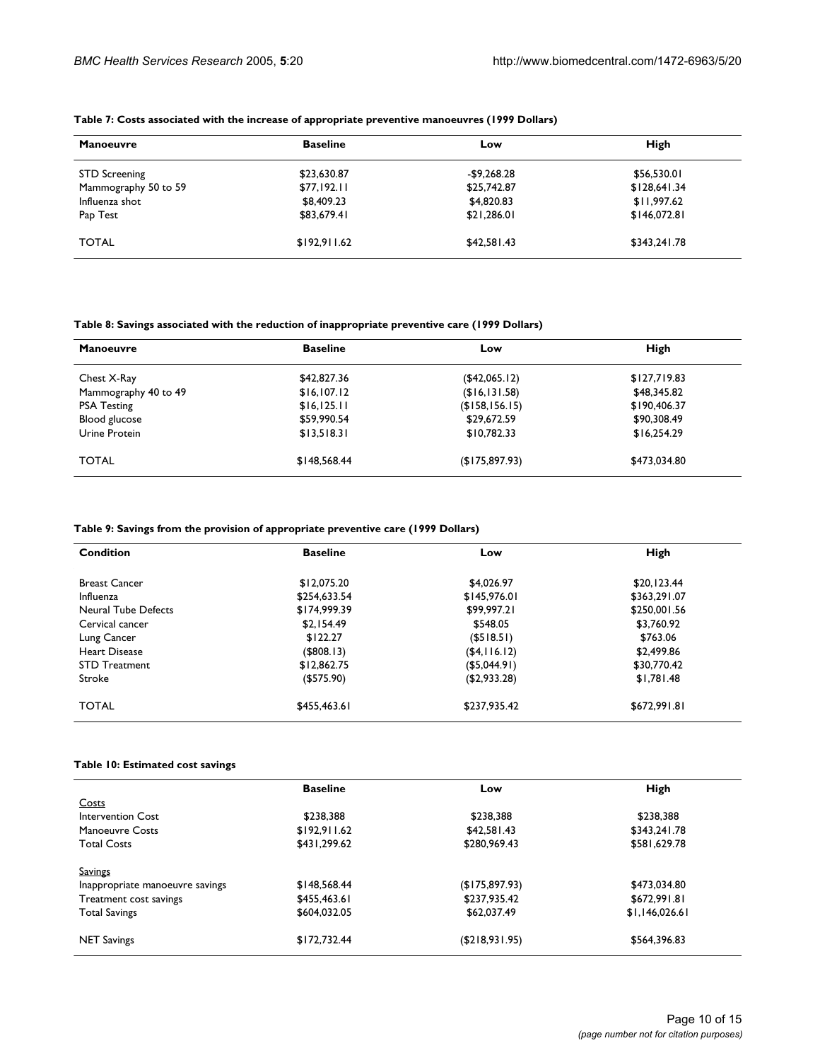**Table 7: Costs associated with the increase of appropriate preventive manoeuvres (1999 Dollars)**

| Manoeuvre | Baseline | Low | High |
| --- | --- | --- | --- |
| STD Screening | $23,630.87 | -$9,268.28 | $56,530.01 |
| Mammography 50 to 59 | $77,192.11 | $25,742.87 | $128,641.34 |
| Influenza shot | $8,409.23 | $4,820.83 | $11,997.62 |
| Pap Test | $83,679.41 | $21,286.01 | $146,072.81 |
| TOTAL | $192,911.62 | $42,581.43 | $343,241.78 |

**Table 8: Savings associated with the reduction of inappropriate preventive care (1999 Dollars)**

| Manoeuvre | Baseline | Low | High |
| --- | --- | --- | --- |
| Chest X-Ray | $42,827.36 | ($42,065.12) | $127,719.83 |
| Mammography 40 to 49 | $16,107.12 | ($16,131.58) | $48,345.82 |
| PSA Testing | $16,125.11 | ($158,156.15) | $190,406.37 |
| Blood glucose | $59,990.54 | $29,672.59 | $90,308.49 |
| Urine Protein | $13,518.31 | $10,782.33 | $16,254.29 |
| TOTAL | $148,568.44 | ($175,897.93) | $473,034.80 |

**Table 9: Savings from the provision of appropriate preventive care (1999 Dollars)**

| Condition | Baseline | Low | High |
| --- | --- | --- | --- |
| Breast Cancer | $12,075.20 | $4,026.97 | $20,123.44 |
| Influenza | $254,633.54 | $145,976.01 | $363,291.07 |
| Neural Tube Defects | $174,999.39 | $99,997.21 | $250,001.56 |
| Cervical cancer | $2,154.49 | $548.05 | $3,760.92 |
| Lung Cancer | $122.27 | ($518.51) | $763.06 |
| Heart Disease | ($808.13) | ($4,116.12) | $2,499.86 |
| STD Treatment | $12,862.75 | ($5,044.91) | $30,770.42 |
| Stroke | ($575.90) | ($2,933.28) | $1,781.48 |
| TOTAL | $455,463.61 | $237,935.42 | $672,991.81 |

**Table 10: Estimated cost savings**

| | Baseline | Low | High |
| --- | --- | --- | --- |
| Costs | | | |
| Intervention Cost | $238,388 | $238,388 | $238,388 |
| Manoeuvre Costs | $192,911.62 | $42,581.43 | $343,241.78 |
| Total Costs | $431,299.62 | $280,969.43 | $581,629.78 |
| Savings | | | |
| Inappropriate manoeuvre savings | $148,568.44 | ($175,897.93) | $473,034.80 |
| Treatment cost savings | $455,463.61 | $237,935.42 | $672,991.81 |
| Total Savings | $604,032.05 | $62,037.49 | $1,146,026.61 |
| NET Savings | $172,732.44 | ($218,931.95) | $564,396.83 |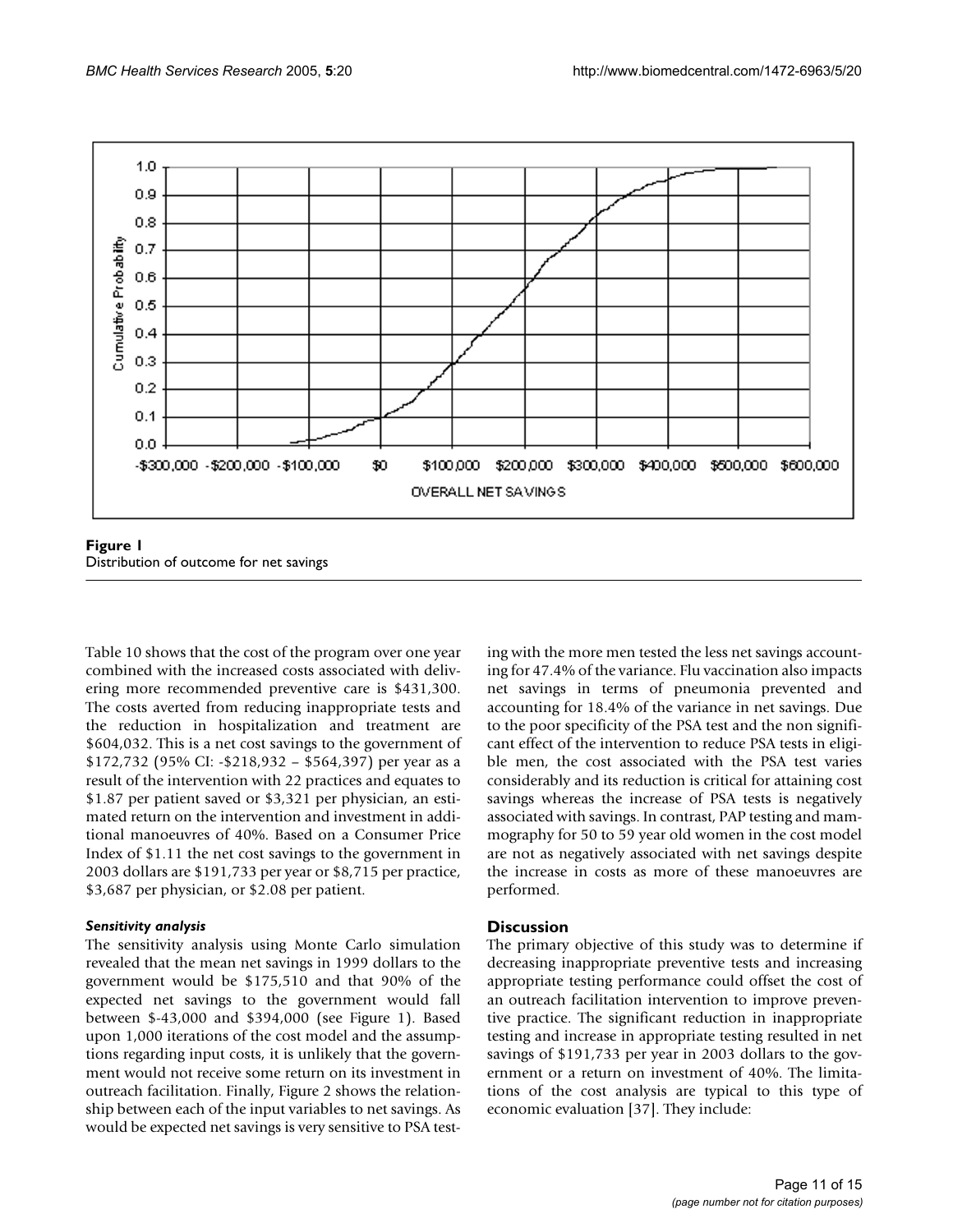Figure 1
Distribution of outcome for net savings

Table 10 shows that the cost of the program over one year combined with the increased costs associated with delivering more recommended preventive care is $431,300. The costs averted from reducing inappropriate tests and the reduction in hospitalization and treatment are $604,032. This is a net cost savings to the government of $172,732 (95% CI: -$218,932 – $564,397) per year as a result of the intervention with 22 practices and equates to $1.87 per patient saved or $3,321 per physician, an estimated return on the intervention and investment in additional manoeuvres of 40%. Based on a Consumer Price Index of $1.11 the net cost savings to the government in 2003 dollars are $191,733 per year or $8,715 per practice, $3,687 per physician, or $2.08 per patient.

### *Sensitivity analysis*

The sensitivity analysis using Monte Carlo simulation revealed that the mean net savings in 1999 dollars to the government would be $175,510 and that 90% of the expected net savings to the government would fall between $-43,000 and $394,000 (see Figure 1). Based upon 1,000 iterations of the cost model and the assumptions regarding input costs, it is unlikely that the government would not receive some return on its investment in outreach facilitation. Finally, Figure 2 shows the relationship between each of the input variables to net savings. As would be expected net savings is very sensitive to PSA testing with the more men tested the less net savings accounting for 47.4% of the variance. Flu vaccination also impacts net savings in terms of pneumonia prevented and accounting for 18.4% of the variance in net savings. Due to the poor specificity of the PSA test and the non significant effect of the intervention to reduce PSA tests in eligible men, the cost associated with the PSA test varies considerably and its reduction is critical for attaining cost savings whereas the increase of PSA tests is negatively associated with savings. In contrast, PAP testing and mammography for 50 to 59 year old women in the cost model are not as negatively associated with net savings despite the increase in costs as more of these manoeuvres are performed.

## Discussion

The primary objective of this study was to determine if decreasing inappropriate preventive tests and increasing appropriate testing performance could offset the cost of an outreach facilitation intervention to improve preventive practice. The significant reduction in inappropriate testing and increase in appropriate testing resulted in net savings of $191,733 per year in 2003 dollars to the government or a return on investment of 40%. The limitations of the cost analysis are typical to this type of economic evaluation [37]. They include: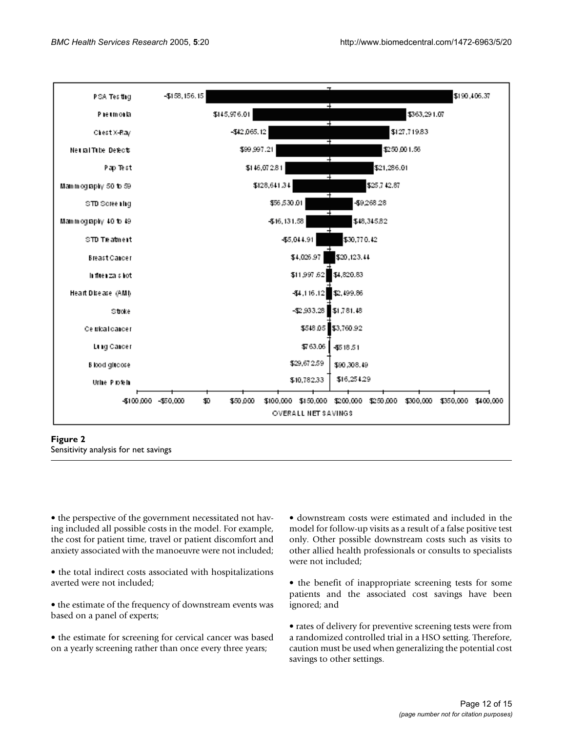Figure 2
Sensitivity analysis for net savings

• the perspective of the government necessitated not having included all possible costs in the model. For example, the cost for patient time, travel or patient discomfort and anxiety associated with the manoeuvre were not included;

• the total indirect costs associated with hospitalizations averted were not included;

• the estimate of the frequency of downstream events was based on a panel of experts;

• the estimate for screening for cervical cancer was based on a yearly screening rather than once every three years;

• downstream costs were estimated and included in the model for follow-up visits as a result of a false positive test only. Other possible downstream costs such as visits to other allied health professionals or consults to specialists were not included;

• the benefit of inappropriate screening tests for some patients and the associated cost savings have been ignored; and

• rates of delivery for preventive screening tests were from a randomized controlled trial in a HSO setting. Therefore, caution must be used when generalizing the potential cost savings to other settings.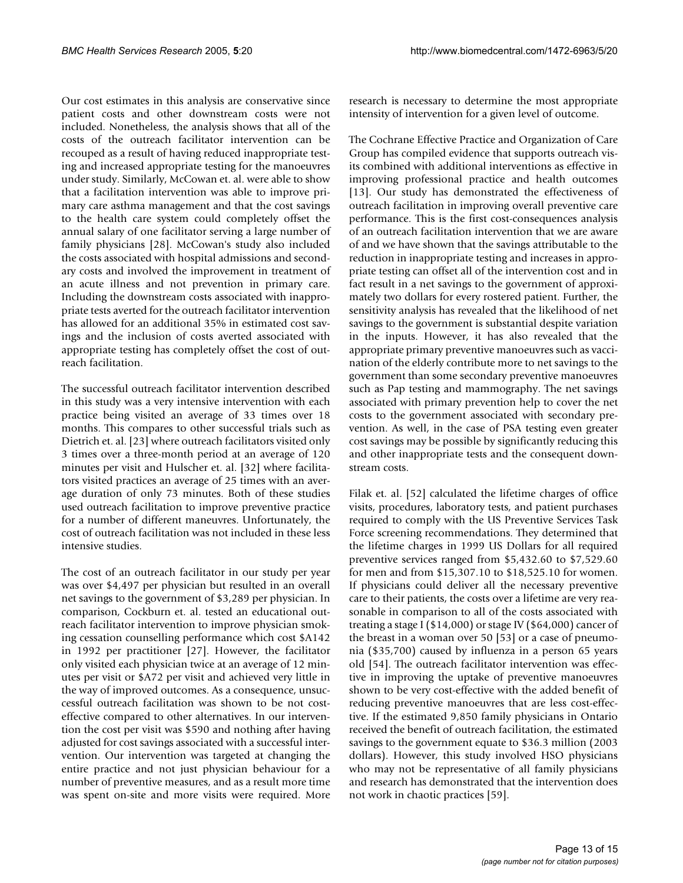Our cost estimates in this analysis are conservative since patient costs and other downstream costs were not included. Nonetheless, the analysis shows that all of the costs of the outreach facilitator intervention can be recouped as a result of having reduced inappropriate testing and increased appropriate testing for the manoeuvres under study. Similarly, McCowan et. al. were able to show that a facilitation intervention was able to improve primary care asthma management and that the cost savings to the health care system could completely offset the annual salary of one facilitator serving a large number of family physicians [28]. McCowan's study also included the costs associated with hospital admissions and secondary costs and involved the improvement in treatment of an acute illness and not prevention in primary care. Including the downstream costs associated with inappropriate tests averted for the outreach facilitator intervention has allowed for an additional 35% in estimated cost savings and the inclusion of costs averted associated with appropriate testing has completely offset the cost of outreach facilitation.

The successful outreach facilitator intervention described in this study was a very intensive intervention with each practice being visited an average of 33 times over 18 months. This compares to other successful trials such as Dietrich et. al. [23] where outreach facilitators visited only 3 times over a three-month period at an average of 120 minutes per visit and Hulscher et. al. [32] where facilitators visited practices an average of 25 times with an average duration of only 73 minutes. Both of these studies used outreach facilitation to improve preventive practice for a number of different maneuvres. Unfortunately, the cost of outreach facilitation was not included in these less intensive studies.

The cost of an outreach facilitator in our study per year was over $4,497 per physician but resulted in an overall net savings to the government of $3,289 per physician. In comparison, Cockburn et. al. tested an educational outreach facilitator intervention to improve physician smoking cessation counselling performance which cost $A142 in 1992 per practitioner [27]. However, the facilitator only visited each physician twice at an average of 12 minutes per visit or $A72 per visit and achieved very little in the way of improved outcomes. As a consequence, unsuccessful outreach facilitation was shown to be not cost-effective compared to other alternatives. In our intervention the cost per visit was $590 and nothing after having adjusted for cost savings associated with a successful intervention. Our intervention was targeted at changing the entire practice and not just physician behaviour for a number of preventive measures, and as a result more time was spent on-site and more visits were required. More research is necessary to determine the most appropriate intensity of intervention for a given level of outcome.

The Cochrane Effective Practice and Organization of Care Group has compiled evidence that supports outreach visits combined with additional interventions as effective in improving professional practice and health outcomes [13]. Our study has demonstrated the effectiveness of outreach facilitation in improving overall preventive care performance. This is the first cost-consequences analysis of an outreach facilitation intervention that we are aware of and we have shown that the savings attributable to the reduction in inappropriate testing and increases in appropriate testing can offset all of the intervention cost and in fact result in a net savings to the government of approximately two dollars for every rostered patient. Further, the sensitivity analysis has revealed that the likelihood of net savings to the government is substantial despite variation in the inputs. However, it has also revealed that the appropriate primary preventive manoeuvres such as vaccination of the elderly contribute more to net savings to the government than some secondary preventive manoeuvres such as Pap testing and mammography. The net savings associated with primary prevention help to cover the net costs to the government associated with secondary prevention. As well, in the case of PSA testing even greater cost savings may be possible by significantly reducing this and other inappropriate tests and the consequent downstream costs.

Filak et. al. [52] calculated the lifetime charges of office visits, procedures, laboratory tests, and patient purchases required to comply with the US Preventive Services Task Force screening recommendations. They determined that the lifetime charges in 1999 US Dollars for all required preventive services ranged from $5,432.60 to $7,529.60 for men and from $15,307.10 to $18,525.10 for women. If physicians could deliver all the necessary preventive care to their patients, the costs over a lifetime are very reasonable in comparison to all of the costs associated with treating a stage I ($14,000) or stage IV ($64,000) cancer of the breast in a woman over 50 [53] or a case of pneumonia ($35,700) caused by influenza in a person 65 years old [54]. The outreach facilitator intervention was effective in improving the uptake of preventive manoeuvres shown to be very cost-effective with the added benefit of reducing preventive manoeuvres that are less cost-effective. If the estimated 9,850 family physicians in Ontario received the benefit of outreach facilitation, the estimated savings to the government equate to $36.3 million (2003 dollars). However, this study involved HSO physicians who may not be representative of all family physicians and research has demonstrated that the intervention does not work in chaotic practices [59].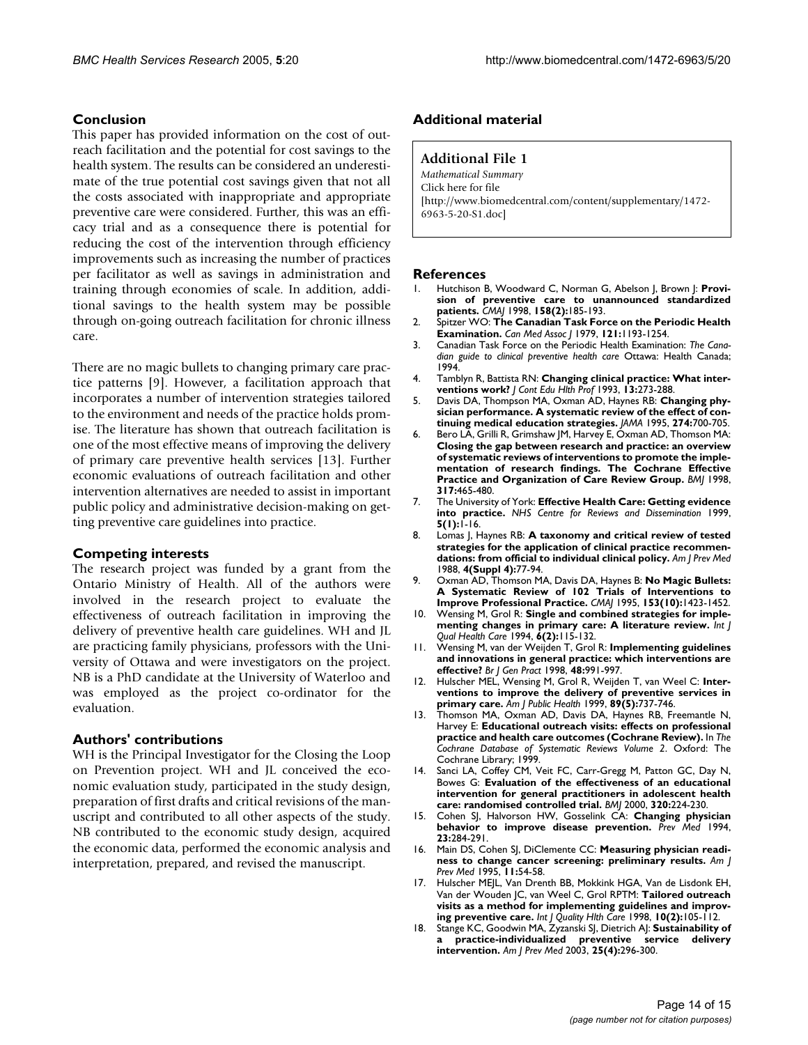## Conclusion

This paper has provided information on the cost of outreach facilitation and the potential for cost savings to the health system. The results can be considered an underestimate of the true potential cost savings given that not all the costs associated with inappropriate and appropriate preventive care were considered. Further, this was an efficacy trial and as a consequence there is potential for reducing the cost of the intervention through efficiency improvements such as increasing the number of practices per facilitator as well as savings in administration and training through economies of scale. In addition, additional savings to the health system may be possible through on-going outreach facilitation for chronic illness care.

There are no magic bullets to changing primary care practice patterns [9]. However, a facilitation approach that incorporates a number of intervention strategies tailored to the environment and needs of the practice holds promise. The literature has shown that outreach facilitation is one of the most effective means of improving the delivery of primary care preventive health services [13]. Further economic evaluations of outreach facilitation and other intervention alternatives are needed to assist in important public policy and administrative decision-making on getting preventive care guidelines into practice.

## Competing interests

The research project was funded by a grant from the Ontario Ministry of Health. All of the authors were involved in the research project to evaluate the effectiveness of outreach facilitation in improving the delivery of preventive health care guidelines. WH and JL are practicing family physicians, professors with the University of Ottawa and were investigators on the project. NB is a PhD candidate at the University of Waterloo and was employed as the project co-ordinator for the evaluation.

## Authors' contributions

WH is the Principal Investigator for the Closing the Loop on Prevention project. WH and JL conceived the economic evaluation study, participated in the study design, preparation of first drafts and critical revisions of the manuscript and contributed to all other aspects of the study. NB contributed to the economic study design, acquired the economic data, performed the economic analysis and interpretation, prepared, and revised the manuscript.

## Additional material

### Additional File 1

*Mathematical Summary*
Click here for file
[http://www.biomedcentral.com/content/supplementary/1472-6963-5-20-S1.doc]

## References

1. Hutchison B, Woodward C, Norman G, Abelson J, Brown J: **Provision of preventive care to unannounced standardized patients.** *CMAJ* 1998, **158(2):**185-193.
2. Spitzer WO: **The Canadian Task Force on the Periodic Health Examination.** *Can Med Assoc J* 1979, **121:**1193-1254.
3. Canadian Task Force on the Periodic Health Examination: *The Canadian guide to clinical preventive health care* Ottawa: Health Canada; 1994.
4. Tamblyn R, Battista RN: **Changing clinical practice: What interventions work?** *J Cont Edu Hlth Prof* 1993, **13:**273-288.
5. Davis DA, Thompson MA, Oxman AD, Haynes RB: **Changing physician performance. A systematic review of the effect of continuing medical education strategies.** *JAMA* 1995, **274:**700-705.
6. Bero LA, Grilli R, Grimshaw JM, Harvey E, Oxman AD, Thomson MA: **Closing the gap between research and practice: an overview of systematic reviews of interventions to promote the implementation of research findings. The Cochrane Effective Practice and Organization of Care Review Group.** *BMJ* 1998, **317:**465-480.
7. The University of York: **Effective Health Care: Getting evidence into practice.** *NHS Centre for Reviews and Dissemination* 1999, **5(1):**1-16.
8. Lomas J, Haynes RB: **A taxonomy and critical review of tested strategies for the application of clinical practice recommendations: from official to individual clinical policy.** *Am J Prev Med* 1988, **4(Suppl 4):**77-94.
9. Oxman AD, Thomson MA, Davis DA, Haynes B: **No Magic Bullets: A Systematic Review of 102 Trials of Interventions to Improve Professional Practice.** *CMAJ* 1995, **153(10):**1423-1452.
10. Wensing M, Grol R: **Single and combined strategies for implementing changes in primary care: A literature review.** *Int J Qual Health Care* 1994, **6(2):**115-132.
11. Wensing M, van der Weijden T, Grol R: **Implementing guidelines and innovations in general practice: which interventions are effective?** *Br J Gen Pract* 1998, **48:**991-997.
12. Hulscher MEL, Wensing M, Grol R, Weijden T, van Weel C: **Interventions to improve the delivery of preventive services in primary care.** *Am J Public Health* 1999, **89(5):**737-746.
13. Thomson MA, Oxman AD, Davis DA, Haynes RB, Freemantle N, Harvey E: **Educational outreach visits: effects on professional practice and health care outcomes (Cochrane Review).** In *The Cochrane Database of Systematic Reviews Volume 2*. Oxford: The Cochrane Library; 1999.
14. Sanci LA, Coffey CM, Veit FC, Carr-Gregg M, Patton GC, Day N, Bowes G: **Evaluation of the effectiveness of an educational intervention for general practitioners in adolescent health care: randomised controlled trial.** *BMJ* 2000, **320:**224-230.
15. Cohen SJ, Halvorson HW, Gosselink CA: **Changing physician behavior to improve disease prevention.** *Prev Med* 1994, **23:**284-291.
16. Main DS, Cohen SJ, DiClemente CC: **Measuring physician readiness to change cancer screening: preliminary results.** *Am J Prev Med* 1995, **11:**54-58.
17. Hulscher MEJL, Van Drenth BB, Mokkink HGA, Van de Lisdonk EH, Van der Wouden JC, van Weel C, Grol RPTM: **Tailored outreach visits as a method for implementing guidelines and improving preventive care.** *Int J Quality Hlth Care* 1998, **10(2):**105-112.
18. Stange KC, Goodwin MA, Zyzanski SJ, Dietrich AJ: **Sustainability of a practice-individualized preventive service delivery intervention.** *Am J Prev Med* 2003, **25(4):**296-300.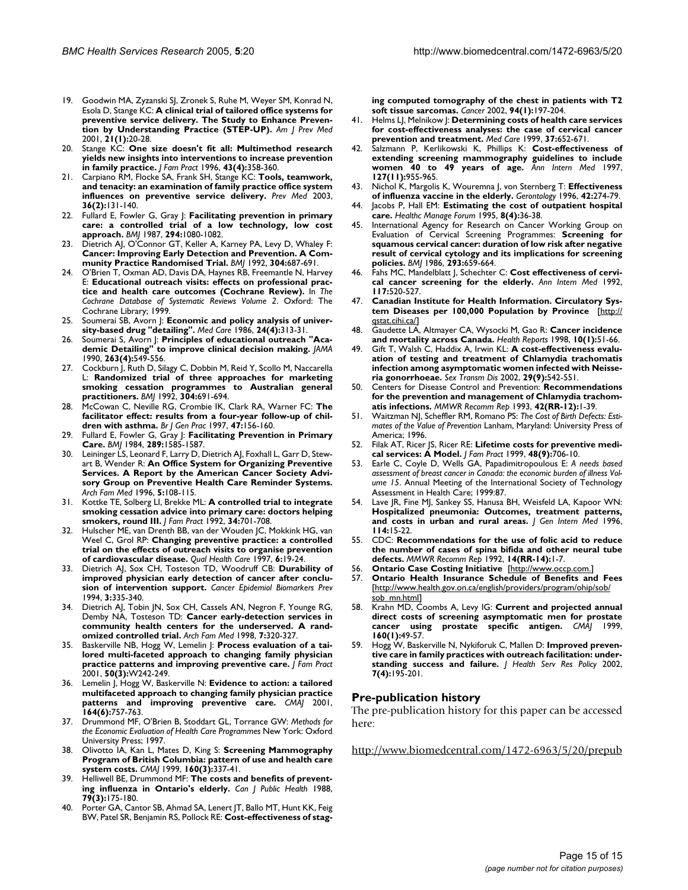19. Goodwin MA, Zyzanski SJ, Zronek S, Ruhe M, Weyer SM, Konrad N, Esola D, Stange KC: **A clinical trial of tailored office systems for preventive service delivery. The Study to Enhance Prevention by Understanding Practice (STEP-UP).** *Am J Prev Med* 2001, **21(1)**:20-28.
20. Stange KC: **One size doesn't fit all: Multimethod research yields new insights into interventions to increase prevention in family practice.** *J Fam Pract* 1996, **43(4)**:358-360.
21. Carpiano RM, Flocke SA, Frank SH, Stange KC: **Tools, teamwork, and tenacity: an examination of family practice office system influences on preventive service delivery.** *Prev Med* 2003, **36(2)**:131-140.
22. Fullard E, Fowler G, Gray J: **Facilitating prevention in primary care: a controlled trial of a low technology, low cost approach.** *BMJ* 1987, **294**:1080-1082.
23. Dietrich AJ, O'Connor GT, Keller A, Karney PA, Levy D, Whaley F: **Cancer: Improving Early Detection and Prevention. A Community Practice Randomised Trial.** *BMJ* 1992, **304**:687-691.
24. O'Brien T, Oxman AD, Davis DA, Haynes RB, Freemantle N, Harvey E: **Educational outreach visits: effects on professional practice and health care outcomes (Cochrane Review).** In *The Cochrane Database of Systematic Reviews Volume 2*. Oxford: The Cochrane Library; 1999.
25. Soumerai SB, Avorn J: **Economic and policy analysis of university-based drug "detailing".** *Med Care* 1986, **24(4)**:313-31.
26. Soumerai S, Avorn J: **Principles of educational outreach "Academic Detailing" to improve clinical decision making.** *JAMA* 1990, **263(4)**:549-556.
27. Cockburn J, Ruth D, Silagy C, Dobbin M, Reid Y, Scollo M, Naccarella L: **Randomized trial of three approaches for marketing smoking cessation programmes to Australian general practitioners.** *BMJ* 1992, **304**:691-694.
28. McCowan C, Neville RG, Crombie IK, Clark RA, Warner FC: **The facilitator effect: results from a four-year follow-up of children with asthma.** *Br J Gen Prac* 1997, **47**:156-160.
29. Fullard E, Fowler G, Gray J: **Facilitating Prevention in Primary Care.** *BMJ* 1984, **289**:1585-1587.
30. Leininger LS, Leonard F, Larry D, Dietrich AJ, Foxhall L, Garr D, Stewart B, Wender R: **An Office System for Organizing Preventive Services. A Report by the American Cancer Society Advisory Group on Preventive Health Care Reminder Systems.** *Arch Fam Med* 1996, **5**:108-115.
31. Kottke TE, Solberg LI, Brekke ML: **A controlled trial to integrate smoking cessation advice into primary care: doctors helping smokers, round III.** *J Fam Pract* 1992, **34**:701-708.
32. Hulscher ME, van Drenth BB, van der Wouden JC, Mokkink HG, van Weel C, Grol RP: **Changing preventive practice: a controlled trial on the effects of outreach visits to organise prevention of cardiovascular disease.** *Qual Health Care* 1997, **6**:19-24.
33. Dietrich AJ, Sox CH, Tosteson TD, Woodruff CB: **Durability of improved physician early detection of cancer after conclusion of intervention support.** *Cancer Epidemiol Biomarkers Prev* 1994, **3**:335-340.
34. Dietrich AJ, Tobin JN, Sox CH, Cassels AN, Negron F, Younge RG, Demby NA, Tosteson TD: **Cancer early-detection services in community health centers for the underserved. A randomized controlled trial.** *Arch Fam Med* 1998, **7**:320-327.
35. Baskerville NB, Hogg W, Lemelin J: **Process evaluation of a tailored multi-faceted approach to changing family physician practice patterns and improving preventive care.** *J Fam Pract* 2001, **50(3)**:W242-249.
36. Lemelin J, Hogg W, Baskerville N: **Evidence to action: a tailored multifaceted approach to changing family physician practice patterns and improving preventive care.** *CMAJ* 2001, **164(6)**:757-763.
37. Drummond MF, O'Brien B, Stoddart GL, Torrance GW: *Methods for the Economic Evaluation of Health Care Programmes* New York: Oxford University Press; 1997.
38. Olivotto IA, Kan L, Mates D, King S: **Screening Mammography Program of British Columbia: pattern of use and health care system costs.** *CMAJ* 1999, **160(3)**:337-41.
39. Helliwell BE, Drummond MF: **The costs and benefits of preventing influenza in Ontario's elderly.** *Can J Public Health* 1988, **79(3)**:175-180.
40. Porter GA, Cantor SB, Ahmad SA, Lenert JT, Ballo MT, Hunt KK, Feig BW, Patel SR, Benjamin RS, Pollock RE: **Cost-effectiveness of staging computed tomography of the chest in patients with T2 soft tissue sarcomas.** *Cancer* 2002, **94(1)**:197-204.
41. Helms LJ, Melnikow J: **Determining costs of health care services for cost-effectiveness analyses: the case of cervical cancer prevention and treatment.** *Med Care* 1999, **37**:652-671.
42. Salzmann P, Kerlikowski K, Phillips K: **Cost-effectiveness of extending screening mammography guidelines to include women 40 to 49 years of age.** *Ann Intern Med* 1997, **127(11)**:955-965.
43. Nichol K, Margolis K, Wouremna J, von Sternberg T: **Effectiveness of influenza vaccine in the elderly.** *Gerontology* 1996, **42**:274-79.
44. Jacobs P, Hall EM: **Estimating the cost of outpatient hospital care.** *Healthc Manage Forum* 1995, **8(4)**:36-38.
45. International Agency for Research on Cancer Working Group on Evaluation of Cervical Screening Programmes: **Screening for squamous cervical cancer: duration of low risk after negative result of cervical cytology and its implications for screening policies.** *BMJ* 1986, **293**:659-664.
46. Fahs MC, Mandelblatt J, Schechter C: **Cost effectiveness of cervical cancer screening for the elderly.** *Ann Intern Med* 1992, **117**:520-527.
47. **Canadian Institute for Health Information. Circulatory System Diseases per 100,000 Population by Province** [http://qstat.cihi.ca/]
48. Gaudette LA, Altmayer CA, Wysocki M, Gao R: **Cancer incidence and mortality across Canada.** *Health Reports* 1998, **10(1)**:51-66.
49. Gift T, Walsh C, Haddix A, Irwin KL: **A cost-effectiveness evaluation of testing and treatment of Chlamydia trachomatis infection among asymptomatic women infected with Neisseria gonorrhoeae.** *Sex Transm Dis* 2002, **29(9)**:542-551.
50. Centers for Disease Control and Prevention: **Recommendations for the prevention and management of Chlamydia trachomatis infections.** *MMWR Recomm Rep* 1993, **42(RR-12)**:1-39.
51. Waitzman NJ, Scheffler RM, Romano PS: *The Cost of Birth Defects: Estimates of the Value of Prevention* Lanham, Maryland: University Press of America; 1996.
52. Filak AT, Ricer JS, Ricer RE: **Lifetime costs for preventive medical services: A Model.** *J Fam Pract* 1999, **48(9)**:706-10.
53. Earle C, Coyle D, Wells GA, Papadimitropoulous E: *A needs based assessment of breast cancer in Canada: the economic burden of illness Volume 15*. Annual Meeting of the International Society of Technology Assessment in Health Care; 1999:87.
54. Lave JR, Fine MJ, Sankey SS, Hanusa BH, Weisfeld LA, Kapoor WN: **Hospitalized pneumonia: Outcomes, treatment patterns, and costs in urban and rural areas.** *J Gen Intern Med* 1996, **114**:15-22.
55. CDC: **Recommendations for the use of folic acid to reduce the number of cases of spina bifida and other neural tube defects.** *MMWR Recomm Rep* 1992, **14(RR-14)**:1-7.
56. **Ontario Case Costing Initiative** [http://www.occp.com.]
57. **Ontario Health Insurance Schedule of Benefits and Fees** [http://www.health.gov.on.ca/english/providers/program/ohip/sob/sob_mn.html]
58. Krahn MD, Coombs A, Levy IG: **Current and projected annual direct costs of screening asymptomatic men for prostate cancer using prostate specific antigen.** *CMAJ* 1999, **160(1)**:49-57.
59. Hogg W, Baskerville N, Nykiforuk C, Mallen D: **Improved preventive care in family practices with outreach facilitation: understanding success and failure.** *J Health Serv Res Policy* 2002, **7(4)**:195-201.

## Pre-publication history

The pre-publication history for this paper can be accessed here:

http://www.biomedcentral.com/1472-6963/5/20/prepub